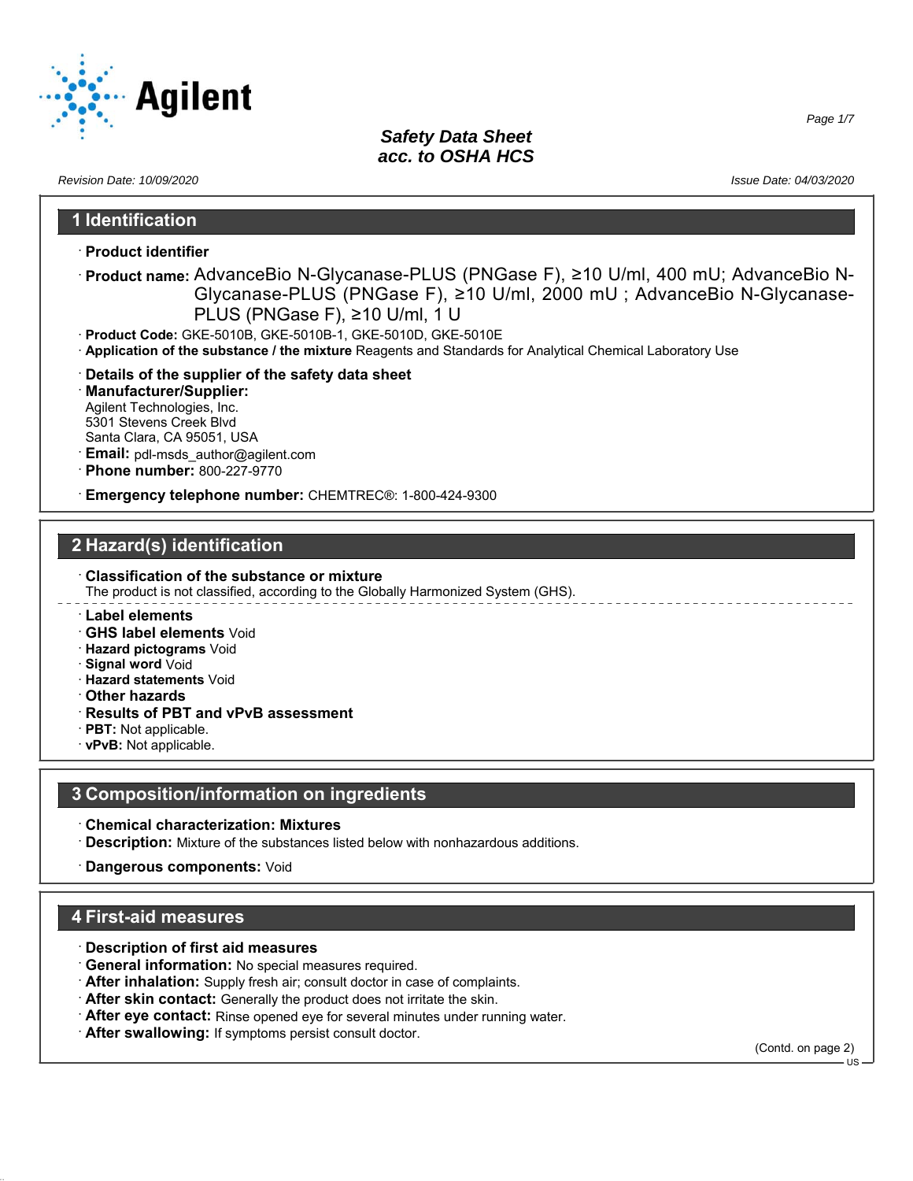# Safety Data Sheet
## acc. to OSHA HCS

Revision Date: 10/09/2020

Issue Date: 04/03/2020

## 1 Identification

· **Product identifier**

· **Product name:** AdvanceBio N-Glycanase-PLUS (PNGase F), ≥10 U/ml, 400 mU; AdvanceBio N-Glycanase-PLUS (PNGase F), ≥10 U/ml, 2000 mU ; AdvanceBio N-Glycanase-PLUS (PNGase F), ≥10 U/ml, 1 U

· **Product Code:** GKE-5010B, GKE-5010B-1, GKE-5010D, GKE-5010E

· **Application of the substance / the mixture** Reagents and Standards for Analytical Chemical Laboratory Use

· **Details of the supplier of the safety data sheet**

· **Manufacturer/Supplier:**
Agilent Technologies, Inc.
5301 Stevens Creek Blvd
Santa Clara, CA 95051, USA

· **Email:** pdl-msds_author@agilent.com

· **Phone number:** 800-227-9770

· **Emergency telephone number:** CHEMTREC®: 1-800-424-9300

## 2 Hazard(s) identification

· **Classification of the substance or mixture**
The product is not classified, according to the Globally Harmonized System (GHS).

· **Label elements**

· **GHS label elements** Void

· **Hazard pictograms** Void

· **Signal word** Void

· **Hazard statements** Void

· **Other hazards**

· **Results of PBT and vPvB assessment**

· **PBT:** Not applicable.

· **vPvB:** Not applicable.

## 3 Composition/information on ingredients

· **Chemical characterization: Mixtures**

· **Description:** Mixture of the substances listed below with nonhazardous additions.

· **Dangerous components:** Void

## 4 First-aid measures

· **Description of first aid measures**

· **General information:** No special measures required.

· **After inhalation:** Supply fresh air; consult doctor in case of complaints.

· **After skin contact:** Generally the product does not irritate the skin.

· **After eye contact:** Rinse opened eye for several minutes under running water.

· **After swallowing:** If symptoms persist consult doctor.

(Contd. on page 2)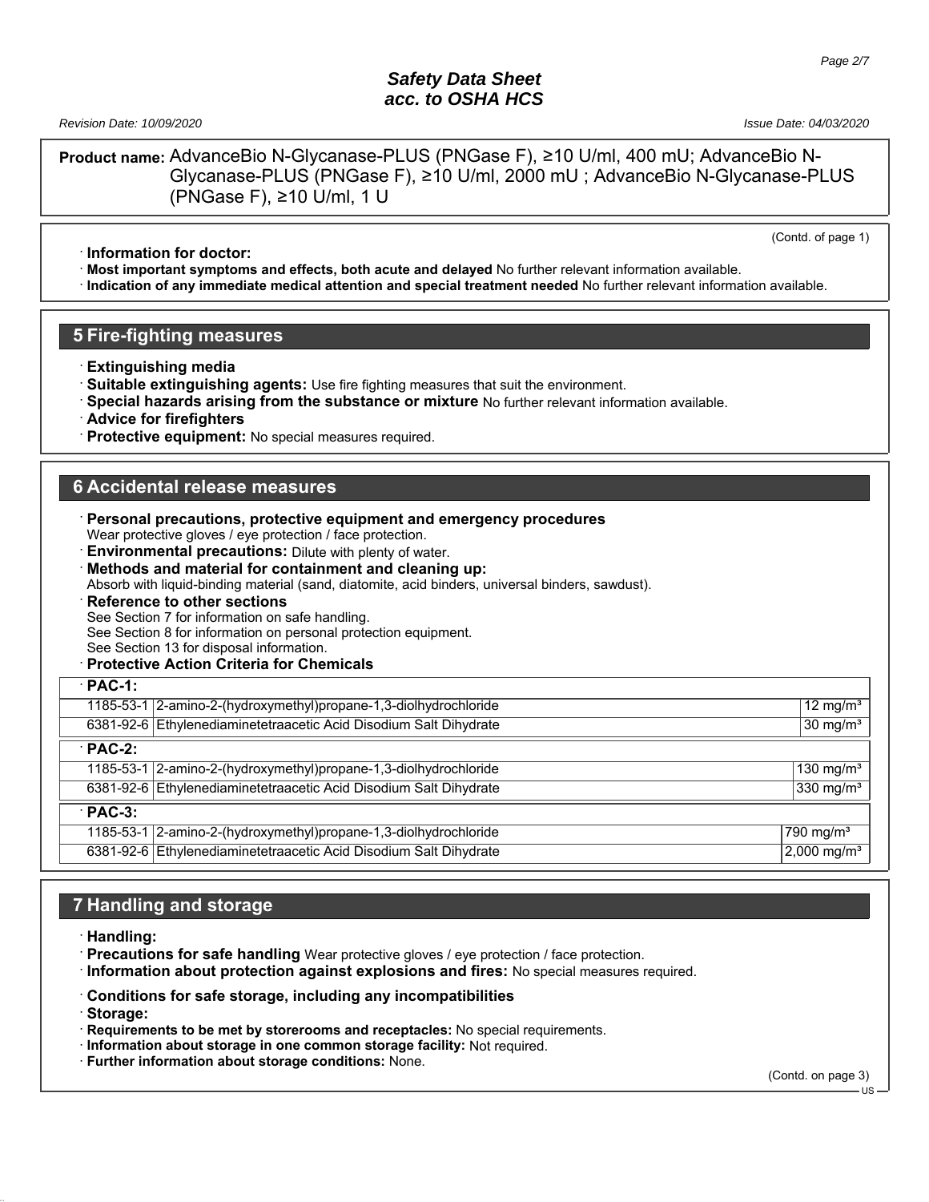**Product name:** AdvanceBio N-Glycanase-PLUS (PNGase F), ≥10 U/ml, 400 mU; AdvanceBio N-Glycanase-PLUS (PNGase F), ≥10 U/ml, 2000 mU ; AdvanceBio N-Glycanase-PLUS (PNGase F), ≥10 U/ml, 1 U

(Contd. of page 1)

· **Information for doctor:**
· **Most important symptoms and effects, both acute and delayed** No further relevant information available.
· **Indication of any immediate medical attention and special treatment needed** No further relevant information available.

## 5 Fire-fighting measures

· **Extinguishing media**
· **Suitable extinguishing agents:** Use fire fighting measures that suit the environment.
· **Special hazards arising from the substance or mixture** No further relevant information available.
· **Advice for firefighters**
· **Protective equipment:** No special measures required.

## 6 Accidental release measures

· **Personal precautions, protective equipment and emergency procedures**
Wear protective gloves / eye protection / face protection.
· **Environmental precautions:** Dilute with plenty of water.
· **Methods and material for containment and cleaning up:**
Absorb with liquid-binding material (sand, diatomite, acid binders, universal binders, sawdust).
· **Reference to other sections**
See Section 7 for information on safe handling.
See Section 8 for information on personal protection equipment.
See Section 13 for disposal information.
· **Protective Action Criteria for Chemicals**

| · **PAC-1:** | | |
|---|---|---|
| 1185-53-1 | 2-amino-2-(hydroxymethyl)propane-1,3-diolhydrochloride | 12 mg/m³ |
| 6381-92-6 | Ethylenediaminetetraacetic Acid Disodium Salt Dihydrate | 30 mg/m³ |
| · **PAC-2:** | | |
| 1185-53-1 | 2-amino-2-(hydroxymethyl)propane-1,3-diolhydrochloride | 130 mg/m³ |
| 6381-92-6 | Ethylenediaminetetraacetic Acid Disodium Salt Dihydrate | 330 mg/m³ |
| · **PAC-3:** | | |
| 1185-53-1 | 2-amino-2-(hydroxymethyl)propane-1,3-diolhydrochloride | 790 mg/m³ |
| 6381-92-6 | Ethylenediaminetetraacetic Acid Disodium Salt Dihydrate | 2,000 mg/m³ |

## 7 Handling and storage

· **Handling:**
· **Precautions for safe handling** Wear protective gloves / eye protection / face protection.
· **Information about protection against explosions and fires:** No special measures required.

· **Conditions for safe storage, including any incompatibilities**
· **Storage:**
· **Requirements to be met by storerooms and receptacles:** No special requirements.
· **Information about storage in one common storage facility:** Not required.
· **Further information about storage conditions:** None.

(Contd. on page 3)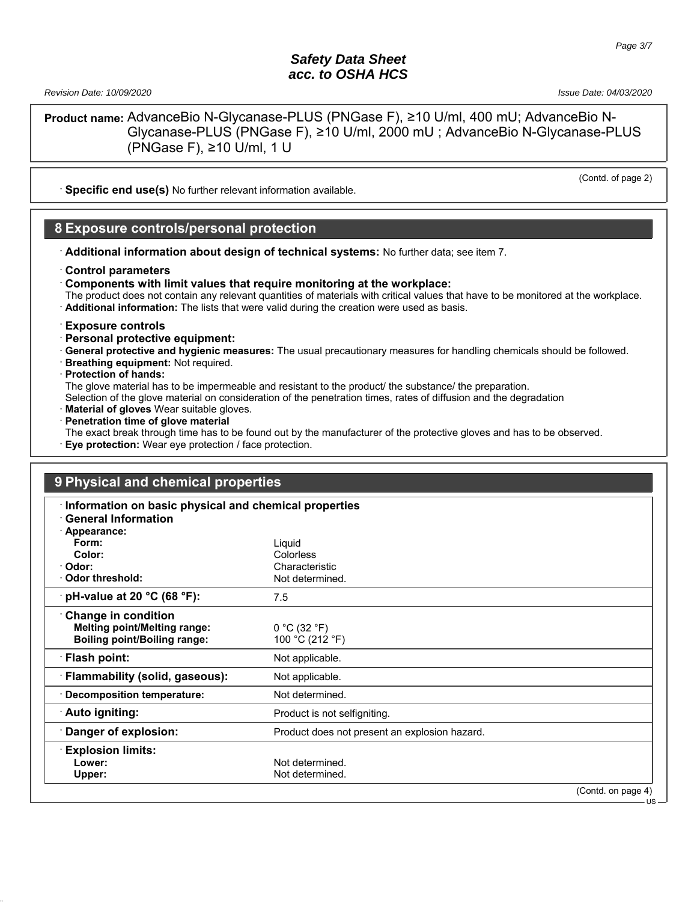**Product name:** AdvanceBio N-Glycanase-PLUS (PNGase F), ≥10 U/ml, 400 mU; AdvanceBio N-Glycanase-PLUS (PNGase F), ≥10 U/ml, 2000 mU ; AdvanceBio N-Glycanase-PLUS (PNGase F), ≥10 U/ml, 1 U

(Contd. of page 2)

· **Specific end use(s)** No further relevant information available.

## 8 Exposure controls/personal protection

· **Additional information about design of technical systems:** No further data; see item 7.

· **Control parameters**

· **Components with limit values that require monitoring at the workplace:**

The product does not contain any relevant quantities of materials with critical values that have to be monitored at the workplace.

· **Additional information:** The lists that were valid during the creation were used as basis.

· **Exposure controls**

· **Personal protective equipment:**

· **General protective and hygienic measures:** The usual precautionary measures for handling chemicals should be followed.

· **Breathing equipment:** Not required.

· **Protection of hands:**

The glove material has to be impermeable and resistant to the product/ the substance/ the preparation.

Selection of the glove material on consideration of the penetration times, rates of diffusion and the degradation

· **Material of gloves** Wear suitable gloves.

· **Penetration time of glove material**

The exact break through time has to be found out by the manufacturer of the protective gloves and has to be observed.

· **Eye protection:** Wear eye protection / face protection.

## 9 Physical and chemical properties

· **Information on basic physical and chemical properties**

· **General Information**

| | |
|---|---|
| · **Appearance:** | |
| **Form:** | Liquid |
| **Color:** | Colorless |
| · **Odor:** | Characteristic |
| · **Odor threshold:** | Not determined. |
| · **pH-value at 20 °C (68 °F):** | 7.5 |
| · **Change in condition** | |
| **Melting point/Melting range:** | 0 °C (32 °F) |
| **Boiling point/Boiling range:** | 100 °C (212 °F) |
| · **Flash point:** | Not applicable. |
| · **Flammability (solid, gaseous):** | Not applicable. |
| · **Decomposition temperature:** | Not determined. |
| · **Auto igniting:** | Product is not selfigniting. |
| · **Danger of explosion:** | Product does not present an explosion hazard. |
| · **Explosion limits:** | |
| **Lower:** | Not determined. |
| **Upper:** | Not determined. |

(Contd. on page 4)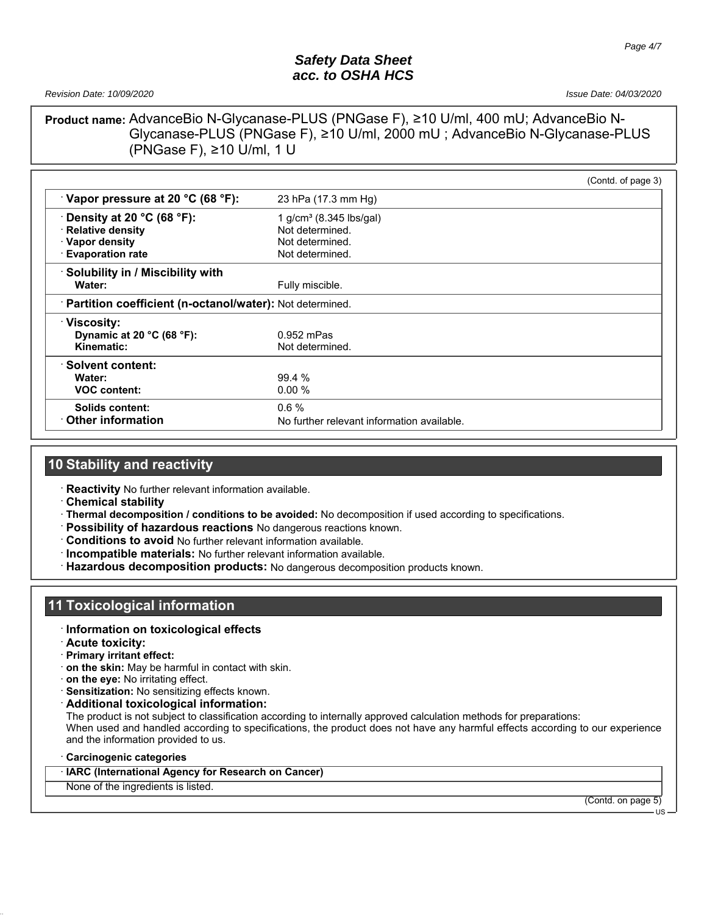**Product name:** AdvanceBio N-Glycanase-PLUS (PNGase F), ≥10 U/ml, 400 mU; AdvanceBio N-Glycanase-PLUS (PNGase F), ≥10 U/ml, 2000 mU ; AdvanceBio N-Glycanase-PLUS (PNGase F), ≥10 U/ml, 1 U

(Contd. of page 3)

| | |
|---|---|
| · **Vapor pressure at 20 °C (68 °F):** | 23 hPa (17.3 mm Hg) |
| · **Density at 20 °C (68 °F):** | 1 g/cm³ (8.345 lbs/gal) |
| · **Relative density** | Not determined. |
| · **Vapor density** | Not determined. |
| · **Evaporation rate** | Not determined. |
| · **Solubility in / Miscibility with** | |
| **Water:** | Fully miscible. |
| · **Partition coefficient (n-octanol/water):** | Not determined. |
| · **Viscosity:** | |
| **Dynamic at 20 °C (68 °F):** | 0.952 mPas |
| **Kinematic:** | Not determined. |
| · **Solvent content:** | |
| **Water:** | 99.4 % |
| **VOC content:** | 0.00 % |
| **Solids content:** | 0.6 % |
| · **Other information** | No further relevant information available. |

## 10 Stability and reactivity

· **Reactivity** No further relevant information available.
· **Chemical stability**
· **Thermal decomposition / conditions to be avoided:** No decomposition if used according to specifications.
· **Possibility of hazardous reactions** No dangerous reactions known.
· **Conditions to avoid** No further relevant information available.
· **Incompatible materials:** No further relevant information available.
· **Hazardous decomposition products:** No dangerous decomposition products known.

## 11 Toxicological information

· **Information on toxicological effects**
· **Acute toxicity:**
· **Primary irritant effect:**
· **on the skin:** May be harmful in contact with skin.
· **on the eye:** No irritating effect.
· **Sensitization:** No sensitizing effects known.
· **Additional toxicological information:**
The product is not subject to classification according to internally approved calculation methods for preparations:
When used and handled according to specifications, the product does not have any harmful effects according to our experience and the information provided to us.

· **Carcinogenic categories**

| · IARC (International Agency for Research on Cancer) |
|---|
| None of the ingredients is listed. |

(Contd. on page 5)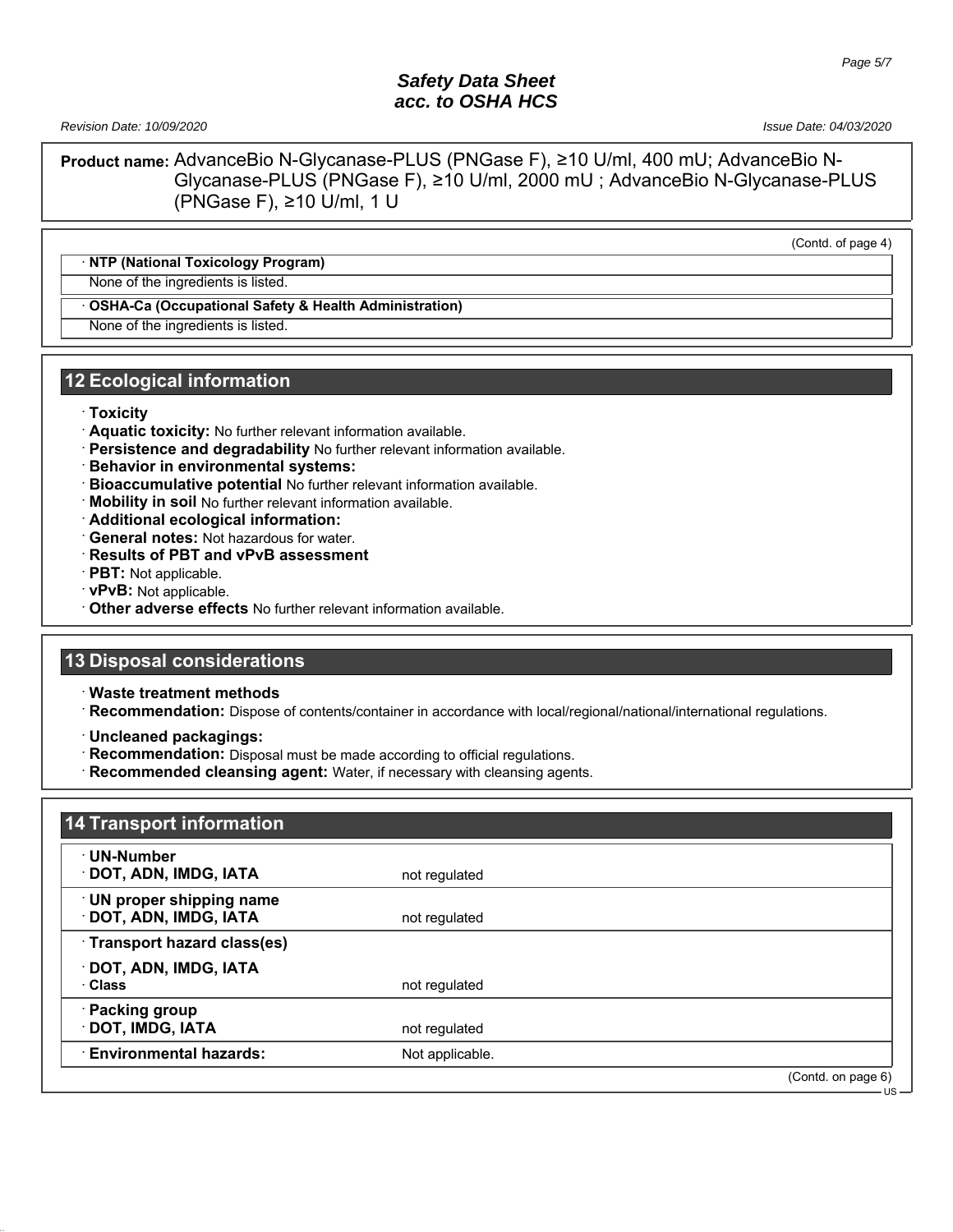**Product name:** AdvanceBio N-Glycanase-PLUS (PNGase F), ≥10 U/ml, 400 mU; AdvanceBio N-Glycanase-PLUS (PNGase F), ≥10 U/ml, 2000 mU ; AdvanceBio N-Glycanase-PLUS (PNGase F), ≥10 U/ml, 1 U

(Contd. of page 4)

· **NTP (National Toxicology Program)**

None of the ingredients is listed.

· **OSHA-Ca (Occupational Safety & Health Administration)**

None of the ingredients is listed.

## 12 Ecological information

· **Toxicity**
· **Aquatic toxicity:** No further relevant information available.
· **Persistence and degradability** No further relevant information available.
· **Behavior in environmental systems:**
· **Bioaccumulative potential** No further relevant information available.
· **Mobility in soil** No further relevant information available.
· **Additional ecological information:**
· **General notes:** Not hazardous for water.
· **Results of PBT and vPvB assessment**
· **PBT:** Not applicable.
· **vPvB:** Not applicable.
· **Other adverse effects** No further relevant information available.

## 13 Disposal considerations

· **Waste treatment methods**
· **Recommendation:** Dispose of contents/container in accordance with local/regional/national/international regulations.

· **Uncleaned packagings:**
· **Recommendation:** Disposal must be made according to official regulations.
· **Recommended cleansing agent:** Water, if necessary with cleansing agents.

## 14 Transport information

| | |
|---|---|
| · **UN-Number** | |
| · **DOT, ADN, IMDG, IATA** | not regulated |
| · **UN proper shipping name** | |
| · **DOT, ADN, IMDG, IATA** | not regulated |
| · **Transport hazard class(es)** | |
| · **DOT, ADN, IMDG, IATA** | |
| · **Class** | not regulated |
| · **Packing group** | |
| · **DOT, IMDG, IATA** | not regulated |
| · **Environmental hazards:** | Not applicable. |

(Contd. on page 6)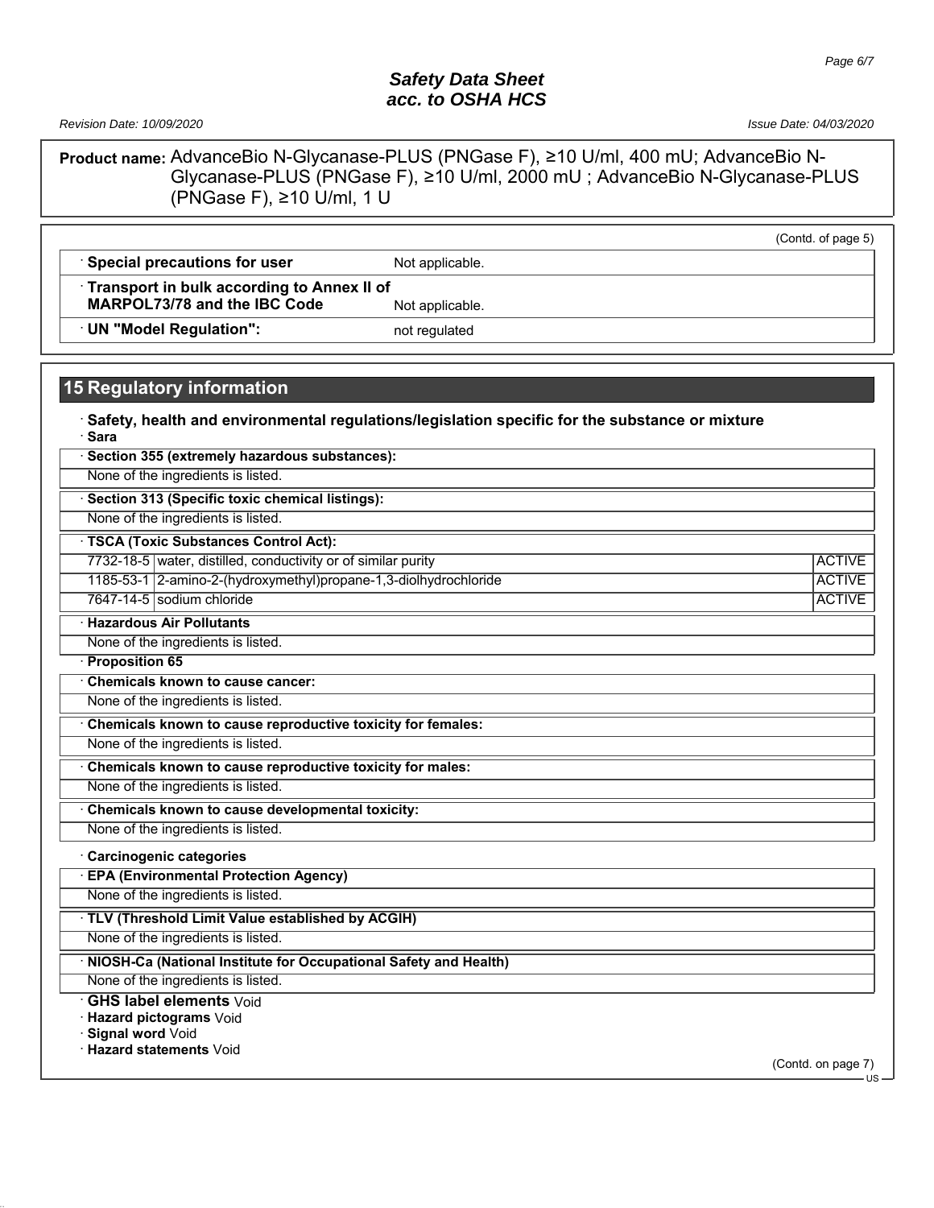**Product name:** AdvanceBio N-Glycanase-PLUS (PNGase F), ≥10 U/ml, 400 mU; AdvanceBio N-Glycanase-PLUS (PNGase F), ≥10 U/ml, 2000 mU ; AdvanceBio N-Glycanase-PLUS (PNGase F), ≥10 U/ml, 1 U

(Contd. of page 5)

| | |
|---|---|
| · **Special precautions for user** | Not applicable. |
| · **Transport in bulk according to Annex II of MARPOL73/78 and the IBC Code** | Not applicable. |
| · **UN "Model Regulation":** | not regulated |

## 15 Regulatory information

· **Safety, health and environmental regulations/legislation specific for the substance or mixture**

· **Sara**

· **Section 355 (extremely hazardous substances):**

None of the ingredients is listed.

· **Section 313 (Specific toxic chemical listings):**

None of the ingredients is listed.

· **TSCA (Toxic Substances Control Act):**

| | | |
|---|---|---|
| 7732-18-5 | water, distilled, conductivity or of similar purity | ACTIVE |
| 1185-53-1 | 2-amino-2-(hydroxymethyl)propane-1,3-diolhydrochloride | ACTIVE |
| 7647-14-5 | sodium chloride | ACTIVE |

· **Hazardous Air Pollutants**

None of the ingredients is listed.

· **Proposition 65**

· **Chemicals known to cause cancer:**

None of the ingredients is listed.

· **Chemicals known to cause reproductive toxicity for females:**

None of the ingredients is listed.

· **Chemicals known to cause reproductive toxicity for males:**

None of the ingredients is listed.

· **Chemicals known to cause developmental toxicity:**

None of the ingredients is listed.

· **Carcinogenic categories**

· **EPA (Environmental Protection Agency)**

None of the ingredients is listed.

· **TLV (Threshold Limit Value established by ACGIH)**

None of the ingredients is listed.

· **NIOSH-Ca (National Institute for Occupational Safety and Health)**

None of the ingredients is listed.

· **GHS label elements** Void

· **Hazard pictograms** Void

· **Signal word** Void

· **Hazard statements** Void

(Contd. on page 7)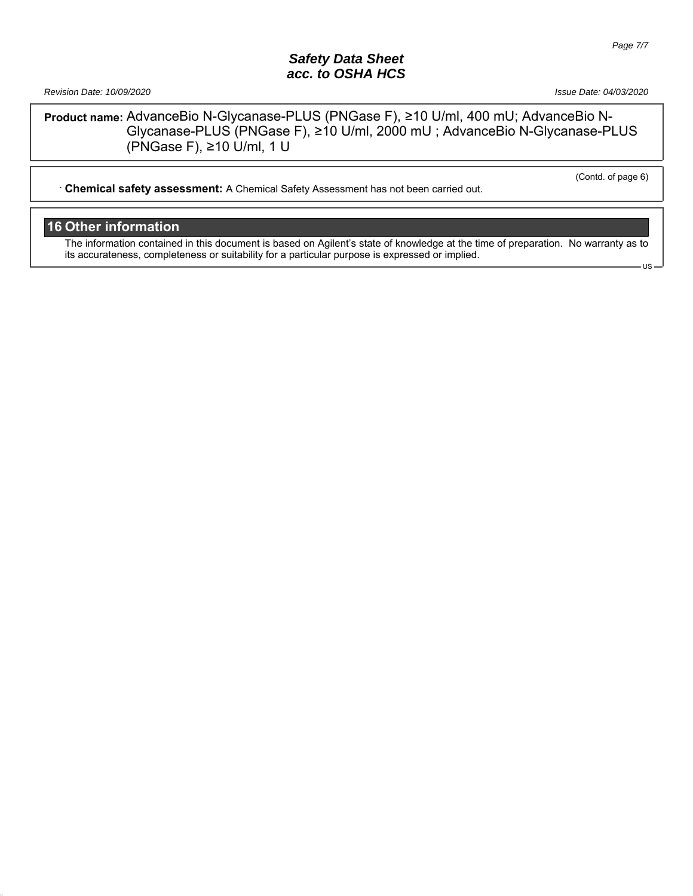**Product name:** AdvanceBio N-Glycanase-PLUS (PNGase F), ≥10 U/ml, 400 mU; AdvanceBio N-Glycanase-PLUS (PNGase F), ≥10 U/ml, 2000 mU ; AdvanceBio N-Glycanase-PLUS (PNGase F), ≥10 U/ml, 1 U

(Contd. of page 6)

· **Chemical safety assessment:** A Chemical Safety Assessment has not been carried out.

## 16 Other information

The information contained in this document is based on Agilent's state of knowledge at the time of preparation. No warranty as to its accurateness, completeness or suitability for a particular purpose is expressed or implied.

US